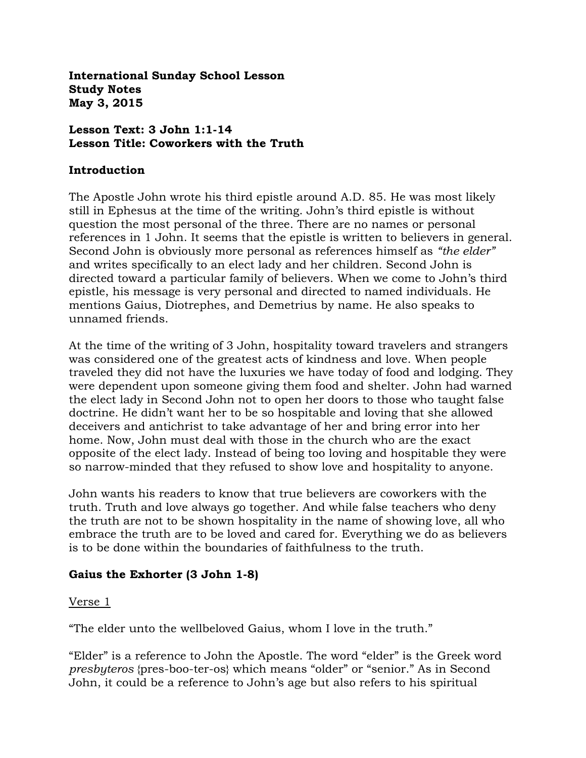**International Sunday School Lesson**
**Study Notes**
**May 3, 2015**

**Lesson Text: 3 John 1:1-14**
**Lesson Title: Coworkers with the Truth**

## Introduction

The Apostle John wrote his third epistle around A.D. 85. He was most likely still in Ephesus at the time of the writing. John's third epistle is without question the most personal of the three. There are no names or personal references in 1 John. It seems that the epistle is written to believers in general. Second John is obviously more personal as references himself as *"the elder"* and writes specifically to an elect lady and her children. Second John is directed toward a particular family of believers. When we come to John's third epistle, his message is very personal and directed to named individuals. He mentions Gaius, Diotrephes, and Demetrius by name. He also speaks to unnamed friends.

At the time of the writing of 3 John, hospitality toward travelers and strangers was considered one of the greatest acts of kindness and love. When people traveled they did not have the luxuries we have today of food and lodging. They were dependent upon someone giving them food and shelter. John had warned the elect lady in Second John not to open her doors to those who taught false doctrine. He didn't want her to be so hospitable and loving that she allowed deceivers and antichrist to take advantage of her and bring error into her home. Now, John must deal with those in the church who are the exact opposite of the elect lady. Instead of being too loving and hospitable they were so narrow-minded that they refused to show love and hospitality to anyone.

John wants his readers to know that true believers are coworkers with the truth. Truth and love always go together. And while false teachers who deny the truth are not to be shown hospitality in the name of showing love, all who embrace the truth are to be loved and cared for. Everything we do as believers is to be done within the boundaries of faithfulness to the truth.

## Gaius the Exhorter (3 John 1-8)

Verse 1

"The elder unto the wellbeloved Gaius, whom I love in the truth."

"Elder" is a reference to John the Apostle. The word "elder" is the Greek word *presbyteros* {pres-boo-ter-os} which means "older" or "senior." As in Second John, it could be a reference to John's age but also refers to his spiritual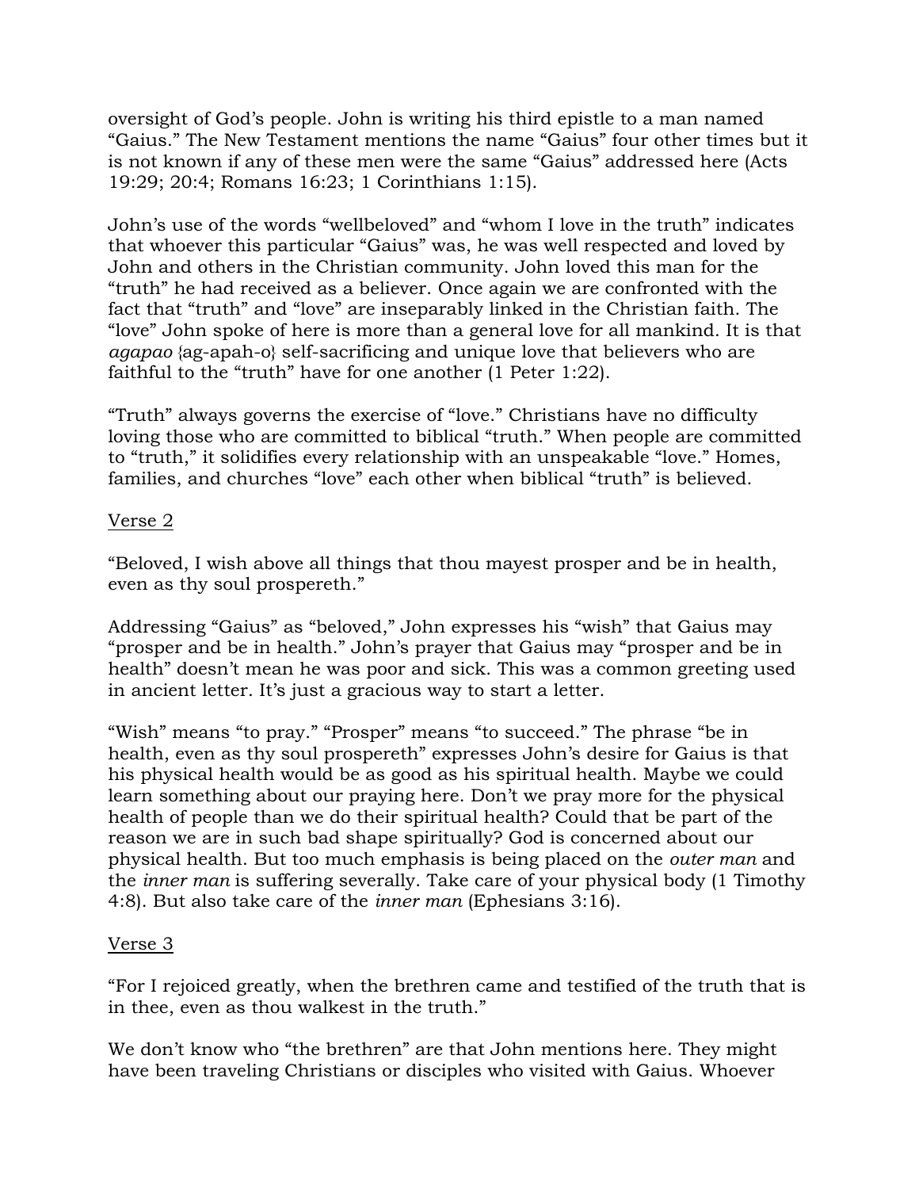oversight of God's people. John is writing his third epistle to a man named "Gaius." The New Testament mentions the name "Gaius" four other times but it is not known if any of these men were the same "Gaius" addressed here (Acts 19:29; 20:4; Romans 16:23; 1 Corinthians 1:15).

John's use of the words "wellbeloved" and "whom I love in the truth" indicates that whoever this particular "Gaius" was, he was well respected and loved by John and others in the Christian community. John loved this man for the "truth" he had received as a believer. Once again we are confronted with the fact that "truth" and "love" are inseparably linked in the Christian faith. The "love" John spoke of here is more than a general love for all mankind. It is that *agapao* {ag-apah-o} self-sacrificing and unique love that believers who are faithful to the "truth" have for one another (1 Peter 1:22).

"Truth" always governs the exercise of "love." Christians have no difficulty loving those who are committed to biblical "truth." When people are committed to "truth," it solidifies every relationship with an unspeakable "love." Homes, families, and churches "love" each other when biblical "truth" is believed.

<u>Verse 2</u>

"Beloved, I wish above all things that thou mayest prosper and be in health, even as thy soul prospereth."

Addressing "Gaius" as "beloved," John expresses his "wish" that Gaius may "prosper and be in health." John's prayer that Gaius may "prosper and be in health" doesn't mean he was poor and sick. This was a common greeting used in ancient letter. It's just a gracious way to start a letter.

"Wish" means "to pray." "Prosper" means "to succeed." The phrase "be in health, even as thy soul prospereth" expresses John's desire for Gaius is that his physical health would be as good as his spiritual health. Maybe we could learn something about our praying here. Don't we pray more for the physical health of people than we do their spiritual health? Could that be part of the reason we are in such bad shape spiritually? God is concerned about our physical health. But too much emphasis is being placed on the *outer man* and the *inner man* is suffering severally. Take care of your physical body (1 Timothy 4:8). But also take care of the *inner man* (Ephesians 3:16).

<u>Verse 3</u>

"For I rejoiced greatly, when the brethren came and testified of the truth that is in thee, even as thou walkest in the truth."

We don't know who "the brethren" are that John mentions here. They might have been traveling Christians or disciples who visited with Gaius. Whoever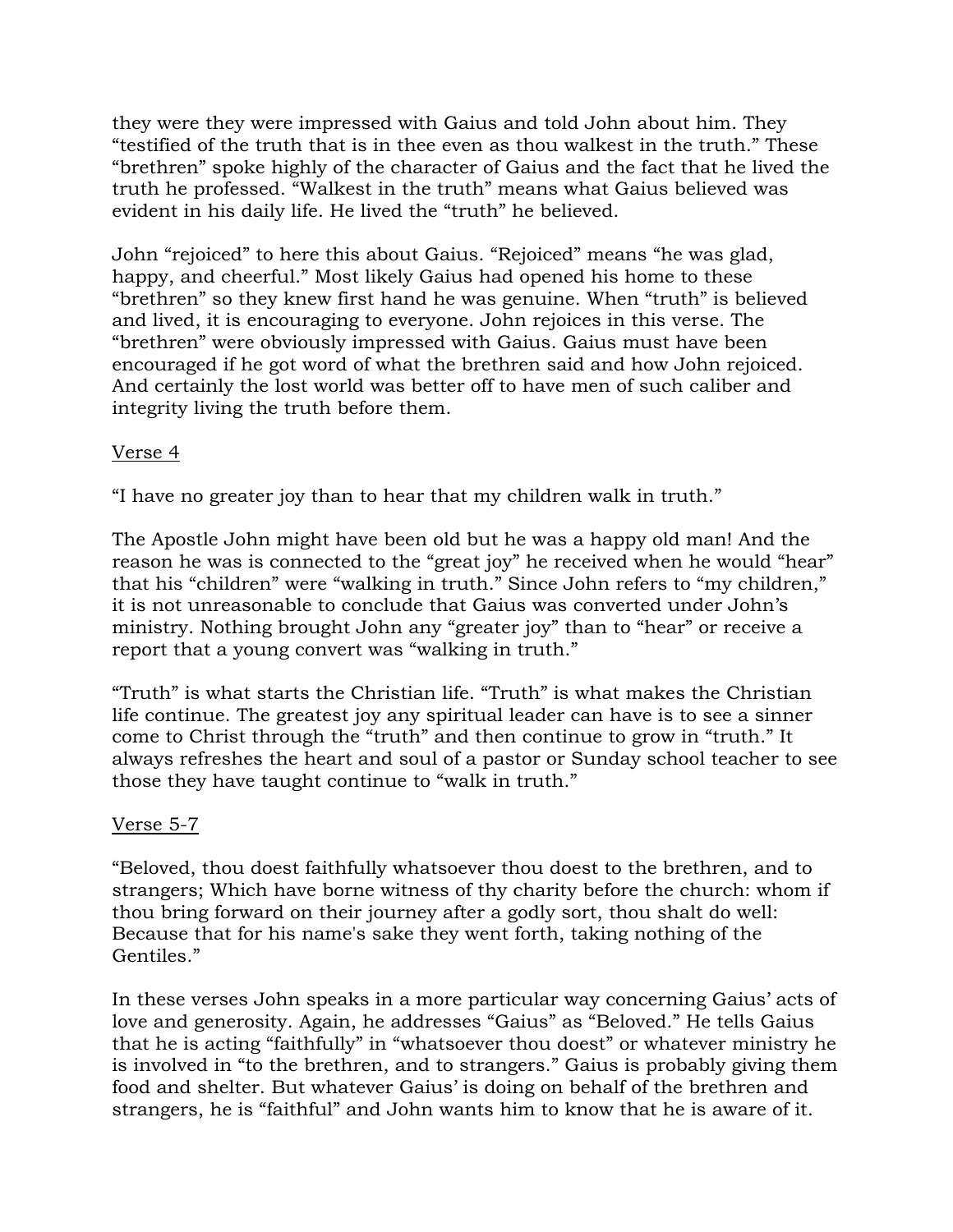they were they were impressed with Gaius and told John about him. They "testified of the truth that is in thee even as thou walkest in the truth." These "brethren" spoke highly of the character of Gaius and the fact that he lived the truth he professed. "Walkest in the truth" means what Gaius believed was evident in his daily life. He lived the "truth" he believed.

John "rejoiced" to here this about Gaius. "Rejoiced" means "he was glad, happy, and cheerful." Most likely Gaius had opened his home to these "brethren" so they knew first hand he was genuine. When "truth" is believed and lived, it is encouraging to everyone. John rejoices in this verse. The "brethren" were obviously impressed with Gaius. Gaius must have been encouraged if he got word of what the brethren said and how John rejoiced. And certainly the lost world was better off to have men of such caliber and integrity living the truth before them.

<u>Verse 4</u>

"I have no greater joy than to hear that my children walk in truth."

The Apostle John might have been old but he was a happy old man! And the reason he was is connected to the "great joy" he received when he would "hear" that his "children" were "walking in truth." Since John refers to "my children," it is not unreasonable to conclude that Gaius was converted under John's ministry. Nothing brought John any "greater joy" than to "hear" or receive a report that a young convert was "walking in truth."

"Truth" is what starts the Christian life. "Truth" is what makes the Christian life continue. The greatest joy any spiritual leader can have is to see a sinner come to Christ through the "truth" and then continue to grow in "truth." It always refreshes the heart and soul of a pastor or Sunday school teacher to see those they have taught continue to "walk in truth."

<u>Verse 5-7</u>

"Beloved, thou doest faithfully whatsoever thou doest to the brethren, and to strangers; Which have borne witness of thy charity before the church: whom if thou bring forward on their journey after a godly sort, thou shalt do well: Because that for his name's sake they went forth, taking nothing of the Gentiles."

In these verses John speaks in a more particular way concerning Gaius' acts of love and generosity. Again, he addresses "Gaius" as "Beloved." He tells Gaius that he is acting "faithfully" in "whatsoever thou doest" or whatever ministry he is involved in "to the brethren, and to strangers." Gaius is probably giving them food and shelter. But whatever Gaius' is doing on behalf of the brethren and strangers, he is "faithful" and John wants him to know that he is aware of it.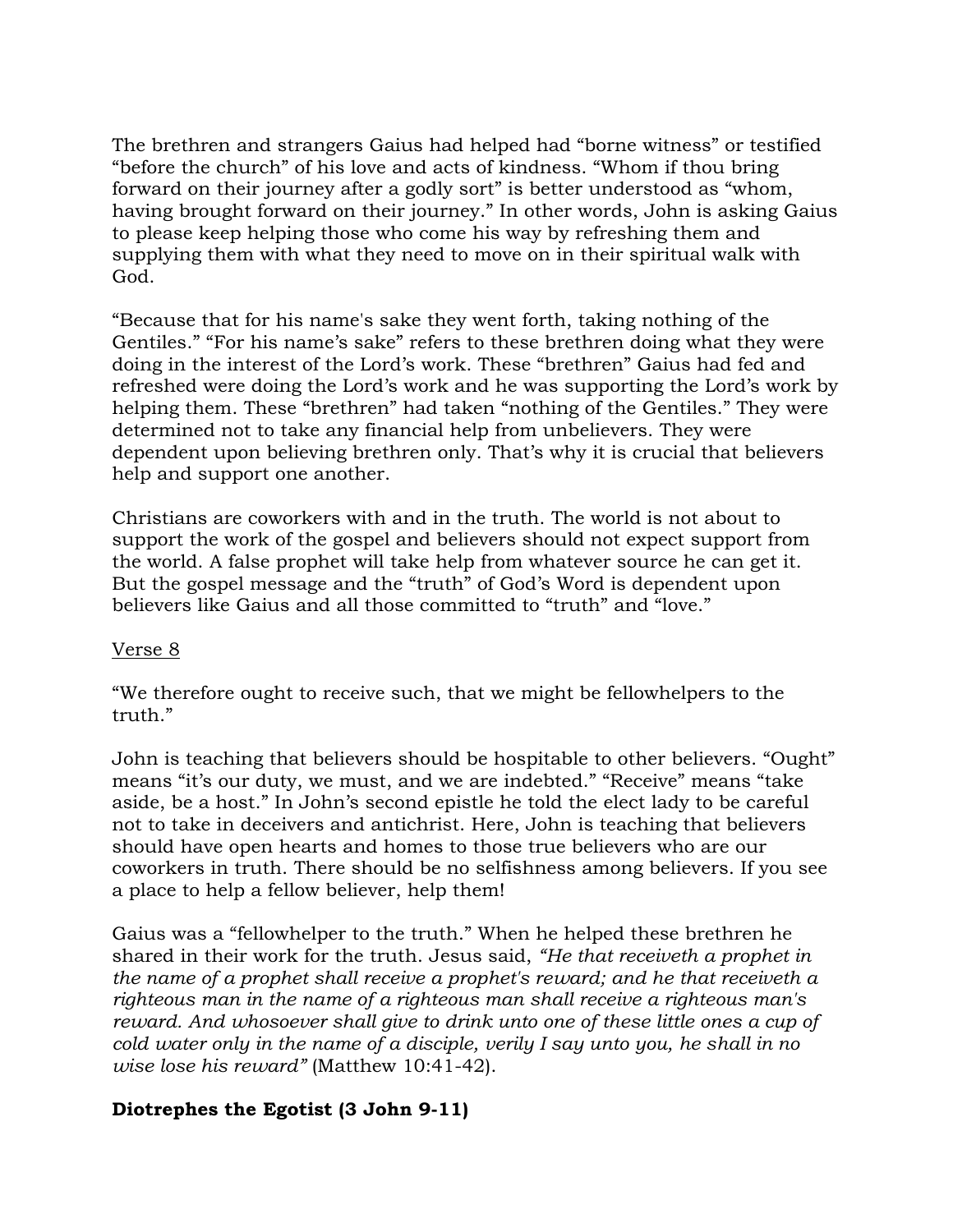The brethren and strangers Gaius had helped had "borne witness" or testified "before the church" of his love and acts of kindness. "Whom if thou bring forward on their journey after a godly sort" is better understood as "whom, having brought forward on their journey." In other words, John is asking Gaius to please keep helping those who come his way by refreshing them and supplying them with what they need to move on in their spiritual walk with God.

"Because that for his name's sake they went forth, taking nothing of the Gentiles." "For his name's sake" refers to these brethren doing what they were doing in the interest of the Lord's work. These "brethren" Gaius had fed and refreshed were doing the Lord's work and he was supporting the Lord's work by helping them. These "brethren" had taken "nothing of the Gentiles." They were determined not to take any financial help from unbelievers. They were dependent upon believing brethren only. That's why it is crucial that believers help and support one another.

Christians are coworkers with and in the truth. The world is not about to support the work of the gospel and believers should not expect support from the world. A false prophet will take help from whatever source he can get it. But the gospel message and the "truth" of God's Word is dependent upon believers like Gaius and all those committed to "truth" and "love."

<u>Verse 8</u>

"We therefore ought to receive such, that we might be fellowhelpers to the truth."

John is teaching that believers should be hospitable to other believers. "Ought" means "it's our duty, we must, and we are indebted." "Receive" means "take aside, be a host." In John's second epistle he told the elect lady to be careful not to take in deceivers and antichrist. Here, John is teaching that believers should have open hearts and homes to those true believers who are our coworkers in truth. There should be no selfishness among believers. If you see a place to help a fellow believer, help them!

Gaius was a "fellowhelper to the truth." When he helped these brethren he shared in their work for the truth. Jesus said, *"He that receiveth a prophet in the name of a prophet shall receive a prophet's reward; and he that receiveth a righteous man in the name of a righteous man shall receive a righteous man's reward. And whosoever shall give to drink unto one of these little ones a cup of cold water only in the name of a disciple, verily I say unto you, he shall in no wise lose his reward"* (Matthew 10:41-42).

**Diotrephes the Egotist (3 John 9-11)**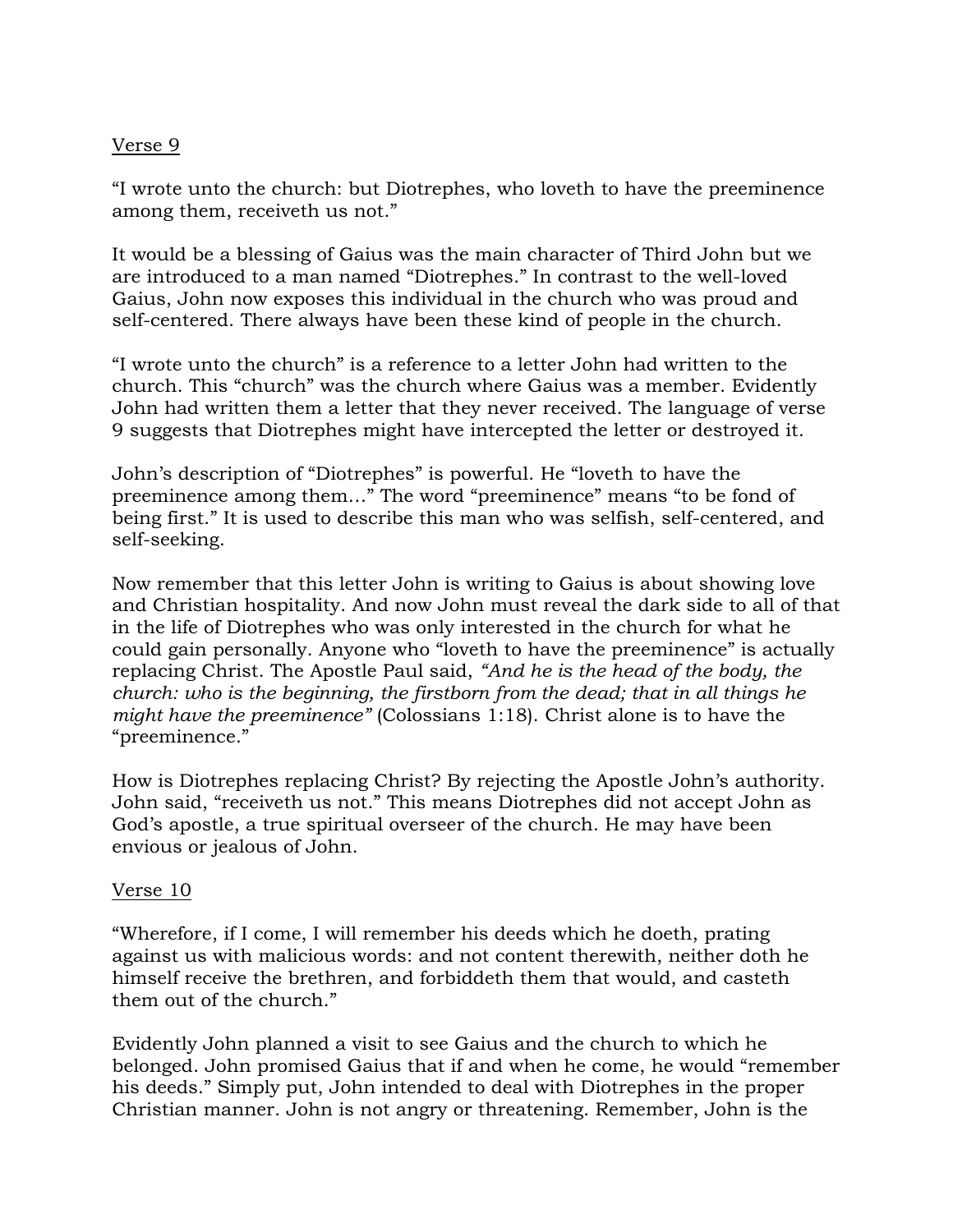Verse 9

"I wrote unto the church: but Diotrephes, who loveth to have the preeminence among them, receiveth us not."

It would be a blessing of Gaius was the main character of Third John but we are introduced to a man named "Diotrephes." In contrast to the well-loved Gaius, John now exposes this individual in the church who was proud and self-centered. There always have been these kind of people in the church.

"I wrote unto the church" is a reference to a letter John had written to the church. This "church" was the church where Gaius was a member. Evidently John had written them a letter that they never received. The language of verse 9 suggests that Diotrephes might have intercepted the letter or destroyed it.

John's description of "Diotrephes" is powerful. He "loveth to have the preeminence among them…" The word "preeminence" means "to be fond of being first." It is used to describe this man who was selfish, self-centered, and self-seeking.

Now remember that this letter John is writing to Gaius is about showing love and Christian hospitality. And now John must reveal the dark side to all of that in the life of Diotrephes who was only interested in the church for what he could gain personally. Anyone who "loveth to have the preeminence" is actually replacing Christ. The Apostle Paul said, *"And he is the head of the body, the church: who is the beginning, the firstborn from the dead; that in all things he might have the preeminence"* (Colossians 1:18). Christ alone is to have the "preeminence."

How is Diotrephes replacing Christ? By rejecting the Apostle John's authority. John said, "receiveth us not." This means Diotrephes did not accept John as God's apostle, a true spiritual overseer of the church. He may have been envious or jealous of John.

Verse 10

"Wherefore, if I come, I will remember his deeds which he doeth, prating against us with malicious words: and not content therewith, neither doth he himself receive the brethren, and forbiddeth them that would, and casteth them out of the church."

Evidently John planned a visit to see Gaius and the church to which he belonged. John promised Gaius that if and when he come, he would "remember his deeds." Simply put, John intended to deal with Diotrephes in the proper Christian manner. John is not angry or threatening. Remember, John is the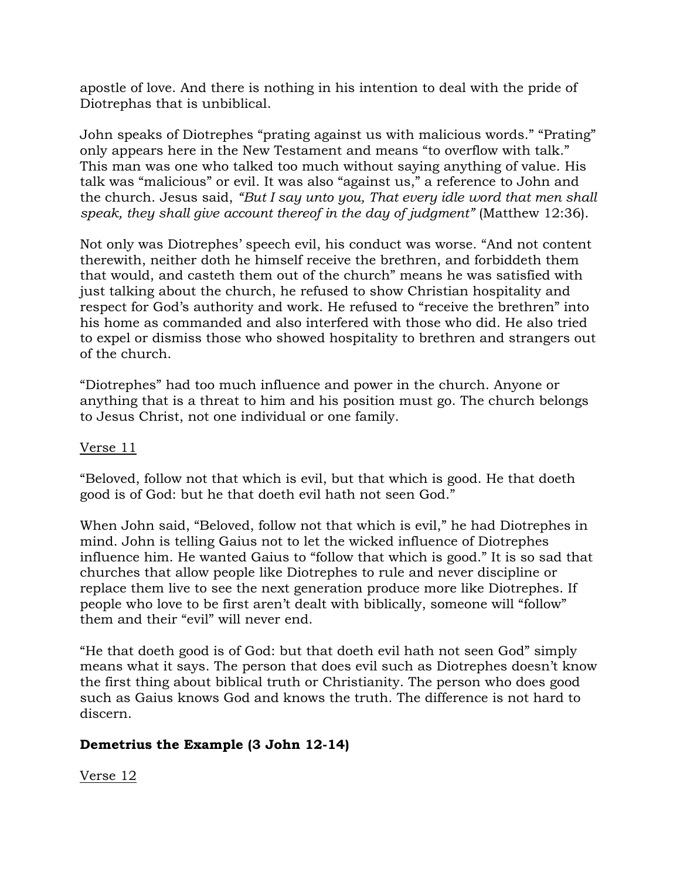apostle of love. And there is nothing in his intention to deal with the pride of Diotrephas that is unbiblical.

John speaks of Diotrephes "prating against us with malicious words." "Prating" only appears here in the New Testament and means "to overflow with talk." This man was one who talked too much without saying anything of value. His talk was "malicious" or evil. It was also "against us," a reference to John and the church. Jesus said, *"But I say unto you, That every idle word that men shall speak, they shall give account thereof in the day of judgment"* (Matthew 12:36).

Not only was Diotrephes' speech evil, his conduct was worse. "And not content therewith, neither doth he himself receive the brethren, and forbiddeth them that would, and casteth them out of the church" means he was satisfied with just talking about the church, he refused to show Christian hospitality and respect for God's authority and work. He refused to "receive the brethren" into his home as commanded and also interfered with those who did. He also tried to expel or dismiss those who showed hospitality to brethren and strangers out of the church.

"Diotrephes" had too much influence and power in the church. Anyone or anything that is a threat to him and his position must go. The church belongs to Jesus Christ, not one individual or one family.

<u>Verse 11</u>

"Beloved, follow not that which is evil, but that which is good. He that doeth good is of God: but he that doeth evil hath not seen God."

When John said, "Beloved, follow not that which is evil," he had Diotrephes in mind. John is telling Gaius not to let the wicked influence of Diotrephes influence him. He wanted Gaius to "follow that which is good." It is so sad that churches that allow people like Diotrephes to rule and never discipline or replace them live to see the next generation produce more like Diotrephes. If people who love to be first aren't dealt with biblically, someone will "follow" them and their "evil" will never end.

"He that doeth good is of God: but that doeth evil hath not seen God" simply means what it says. The person that does evil such as Diotrephes doesn't know the first thing about biblical truth or Christianity. The person who does good such as Gaius knows God and knows the truth. The difference is not hard to discern.

**Demetrius the Example (3 John 12-14)**

<u>Verse 12</u>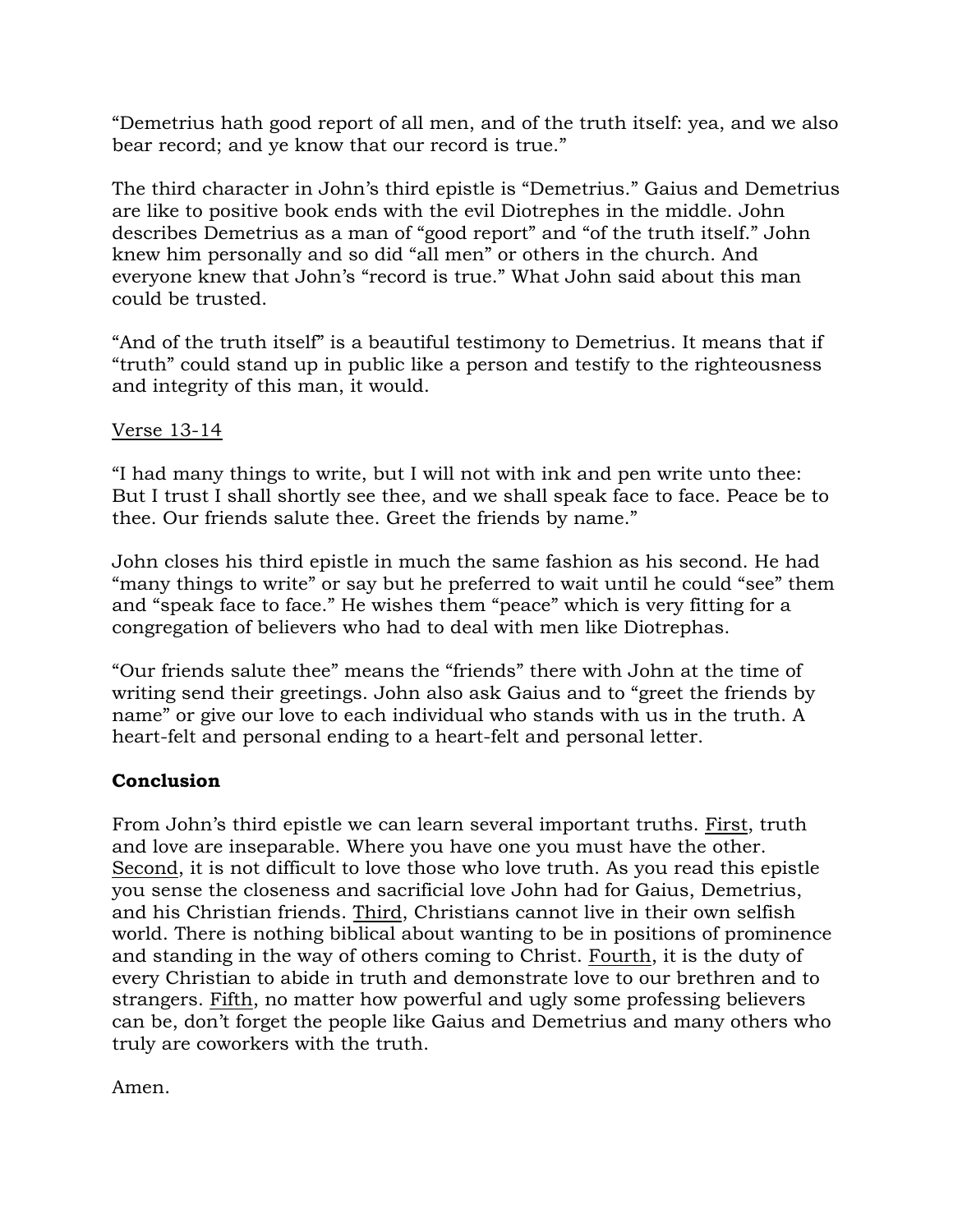"Demetrius hath good report of all men, and of the truth itself: yea, and we also bear record; and ye know that our record is true."

The third character in John's third epistle is "Demetrius." Gaius and Demetrius are like to positive book ends with the evil Diotrephes in the middle. John describes Demetrius as a man of "good report" and "of the truth itself." John knew him personally and so did "all men" or others in the church. And everyone knew that John's "record is true." What John said about this man could be trusted.

"And of the truth itself" is a beautiful testimony to Demetrius. It means that if "truth" could stand up in public like a person and testify to the righteousness and integrity of this man, it would.

<u>Verse 13-14</u>

"I had many things to write, but I will not with ink and pen write unto thee: But I trust I shall shortly see thee, and we shall speak face to face. Peace be to thee. Our friends salute thee. Greet the friends by name."

John closes his third epistle in much the same fashion as his second. He had "many things to write" or say but he preferred to wait until he could "see" them and "speak face to face." He wishes them "peace" which is very fitting for a congregation of believers who had to deal with men like Diotrephas.

"Our friends salute thee" means the "friends" there with John at the time of writing send their greetings. John also ask Gaius and to "greet the friends by name" or give our love to each individual who stands with us in the truth. A heart-felt and personal ending to a heart-felt and personal letter.

**Conclusion**

From John's third epistle we can learn several important truths. <u>First</u>, truth and love are inseparable. Where you have one you must have the other. <u>Second</u>, it is not difficult to love those who love truth. As you read this epistle you sense the closeness and sacrificial love John had for Gaius, Demetrius, and his Christian friends. <u>Third</u>, Christians cannot live in their own selfish world. There is nothing biblical about wanting to be in positions of prominence and standing in the way of others coming to Christ. <u>Fourth</u>, it is the duty of every Christian to abide in truth and demonstrate love to our brethren and to strangers. <u>Fifth</u>, no matter how powerful and ugly some professing believers can be, don't forget the people like Gaius and Demetrius and many others who truly are coworkers with the truth.

Amen.